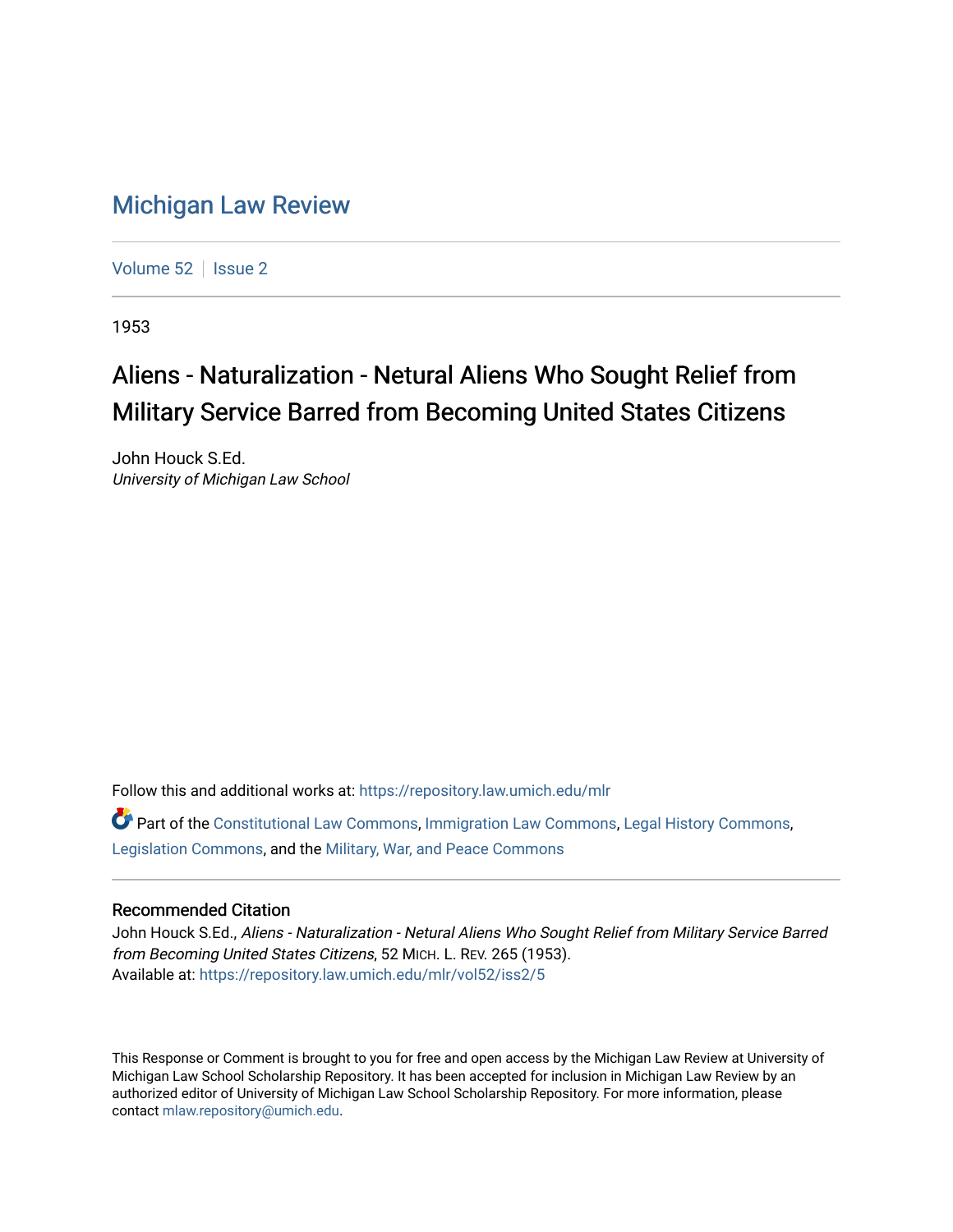# Michigan Law Review

Volume 52 | Issue 2

1953

## Aliens - Naturalization - Netural Aliens Who Sought Relief from Military Service Barred from Becoming United States Citizens

John Houck S.Ed.
*University of Michigan Law School*

Follow this and additional works at: https://repository.law.umich.edu/mlr

Part of the Constitutional Law Commons, Immigration Law Commons, Legal History Commons, Legislation Commons, and the Military, War, and Peace Commons

### Recommended Citation

John Houck S.Ed., *Aliens - Naturalization - Netural Aliens Who Sought Relief from Military Service Barred from Becoming United States Citizens*, 52 MICH. L. REV. 265 (1953).
Available at: https://repository.law.umich.edu/mlr/vol52/iss2/5

This Response or Comment is brought to you for free and open access by the Michigan Law Review at University of Michigan Law School Scholarship Repository. It has been accepted for inclusion in Michigan Law Review by an authorized editor of University of Michigan Law School Scholarship Repository. For more information, please contact mlaw.repository@umich.edu.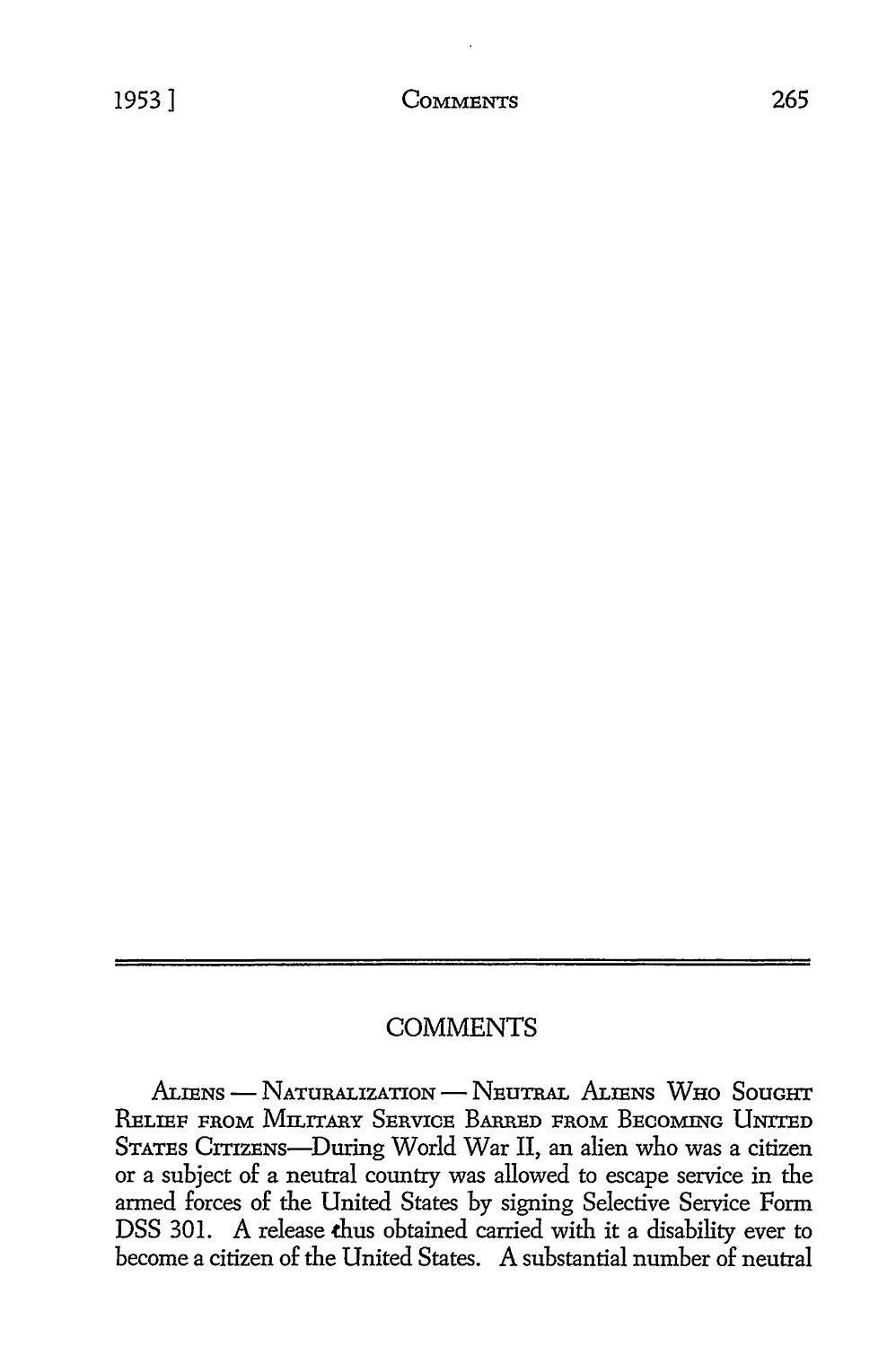## COMMENTS

ALIENS — NATURALIZATION — NEUTRAL ALIENS WHO SOUGHT RELIEF FROM MILITARY SERVICE BARRED FROM BECOMING UNITED STATES CITIZENS—During World War II, an alien who was a citizen or a subject of a neutral country was allowed to escape service in the armed forces of the United States by signing Selective Service Form DSS 301. A release thus obtained carried with it a disability ever to become a citizen of the United States. A substantial number of neutral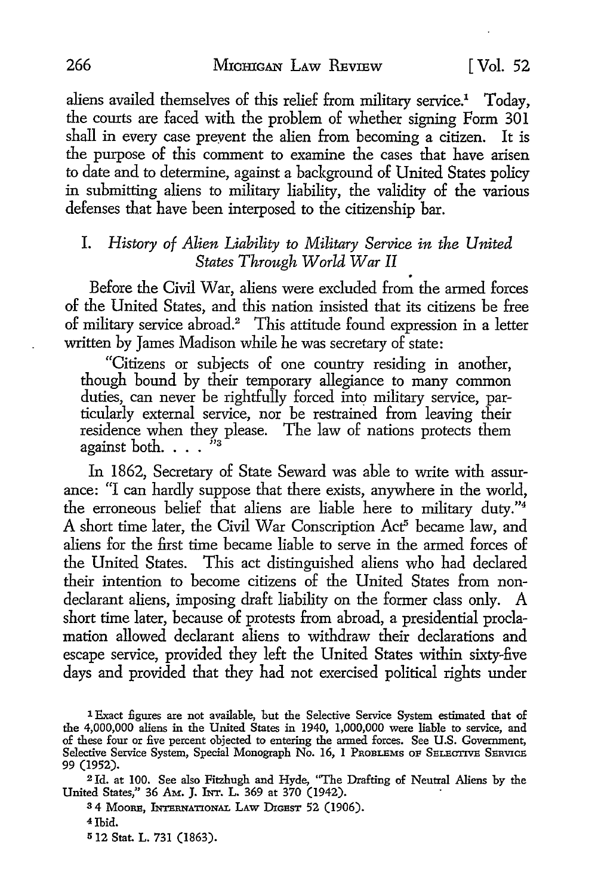aliens availed themselves of this relief from military service.[1] Today, the courts are faced with the problem of whether signing Form 301 shall in every case prevent the alien from becoming a citizen. It is the purpose of this comment to examine the cases that have arisen to date and to determine, against a background of United States policy in submitting aliens to military liability, the validity of the various defenses that have been interposed to the citizenship bar.

## I. *History of Alien Liability to Military Service in the United States Through World War II*

Before the Civil War, aliens were excluded from the armed forces of the United States, and this nation insisted that its citizens be free of military service abroad.[2] This attitude found expression in a letter written by James Madison while he was secretary of state:

> "Citizens or subjects of one country residing in another, though bound by their temporary allegiance to many common duties, can never be rightfully forced into military service, particularly external service, nor be restrained from leaving their residence when they please. The law of nations protects them against both. . . ."[3]

In 1862, Secretary of State Seward was able to write with assurance: "I can hardly suppose that there exists, anywhere in the world, the erroneous belief that aliens are liable here to military duty."[4] A short time later, the Civil War Conscription Act[5] became law, and aliens for the first time became liable to serve in the armed forces of the United States. This act distinguished aliens who had declared their intention to become citizens of the United States from non-declarant aliens, imposing draft liability on the former class only. A short time later, because of protests from abroad, a presidential proclamation allowed declarant aliens to withdraw their declarations and escape service, provided they left the United States within sixty-five days and provided that they had not exercised political rights under

---

[1] Exact figures are not available, but the Selective Service System estimated that of the 4,000,000 aliens in the United States in 1940, 1,000,000 were liable to service, and of these four or five percent objected to entering the armed forces. See U.S. Government, Selective Service System, Special Monograph No. 16, 1 PROBLEMS OF SELECTIVE SERVICE 99 (1952).

[2] Id. at 100. See also Fitzhugh and Hyde, "The Drafting of Neutral Aliens by the United States," 36 AM. J. INT. L. 369 at 370 (1942).

[3] 4 MOORE, INTERNATIONAL LAW DIGEST 52 (1906).

[4] Ibid.

[5] 12 Stat. L. 731 (1863).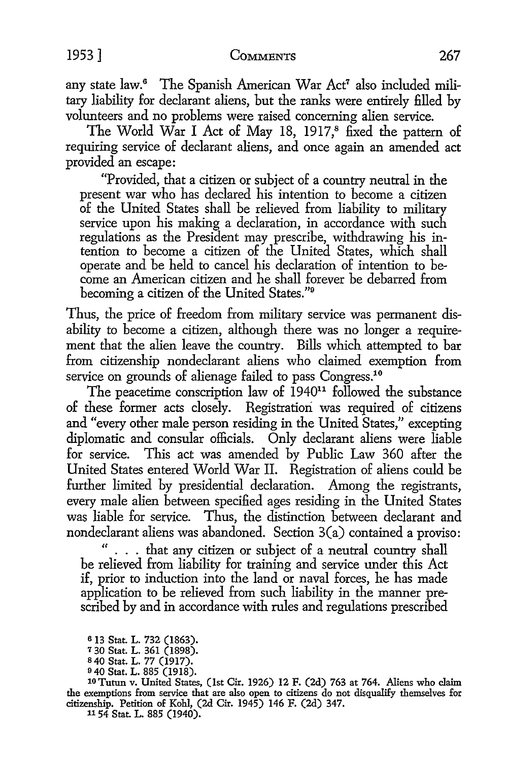any state law.[6] The Spanish American War Act[7] also included military liability for declarant aliens, but the ranks were entirely filled by volunteers and no problems were raised concerning alien service.

The World War I Act of May 18, 1917,[8] fixed the pattern of requiring service of declarant aliens, and once again an amended act provided an escape:

> "Provided, that a citizen or subject of a country neutral in the present war who has declared his intention to become a citizen of the United States shall be relieved from liability to military service upon his making a declaration, in accordance with such regulations as the President may prescribe, withdrawing his intention to become a citizen of the United States, which shall operate and be held to cancel his declaration of intention to become an American citizen and he shall forever be debarred from becoming a citizen of the United States."[9]

Thus, the price of freedom from military service was permanent disability to become a citizen, although there was no longer a requirement that the alien leave the country. Bills which attempted to bar from citizenship nondeclarant aliens who claimed exemption from service on grounds of alienage failed to pass Congress.[10]

The peacetime conscription law of 1940[11] followed the substance of these former acts closely. Registration was required of citizens and "every other male person residing in the United States," excepting diplomatic and consular officials. Only declarant aliens were liable for service. This act was amended by Public Law 360 after the United States entered World War II. Registration of aliens could be further limited by presidential declaration. Among the registrants, every male alien between specified ages residing in the United States was liable for service. Thus, the distinction between declarant and nondeclarant aliens was abandoned. Section 3(a) contained a proviso:

> " . . . that any citizen or subject of a neutral country shall be relieved from liability for training and service under this Act if, prior to induction into the land or naval forces, he has made application to be relieved from such liability in the manner prescribed by and in accordance with rules and regulations prescribed

---

[6] 13 Stat. L. 732 (1863).

[7] 30 Stat. L. 361 (1898).

[8] 40 Stat. L. 77 (1917).

[9] 40 Stat. L. 885 (1918).

[10] Tutun v. United States, (1st Cir. 1926) 12 F. (2d) 763 at 764. Aliens who claim the exemptions from service that are also open to citizens do not disqualify themselves for citizenship. Petition of Kohl, (2d Cir. 1945) 146 F. (2d) 347.

[11] 54 Stat. L. 885 (1940).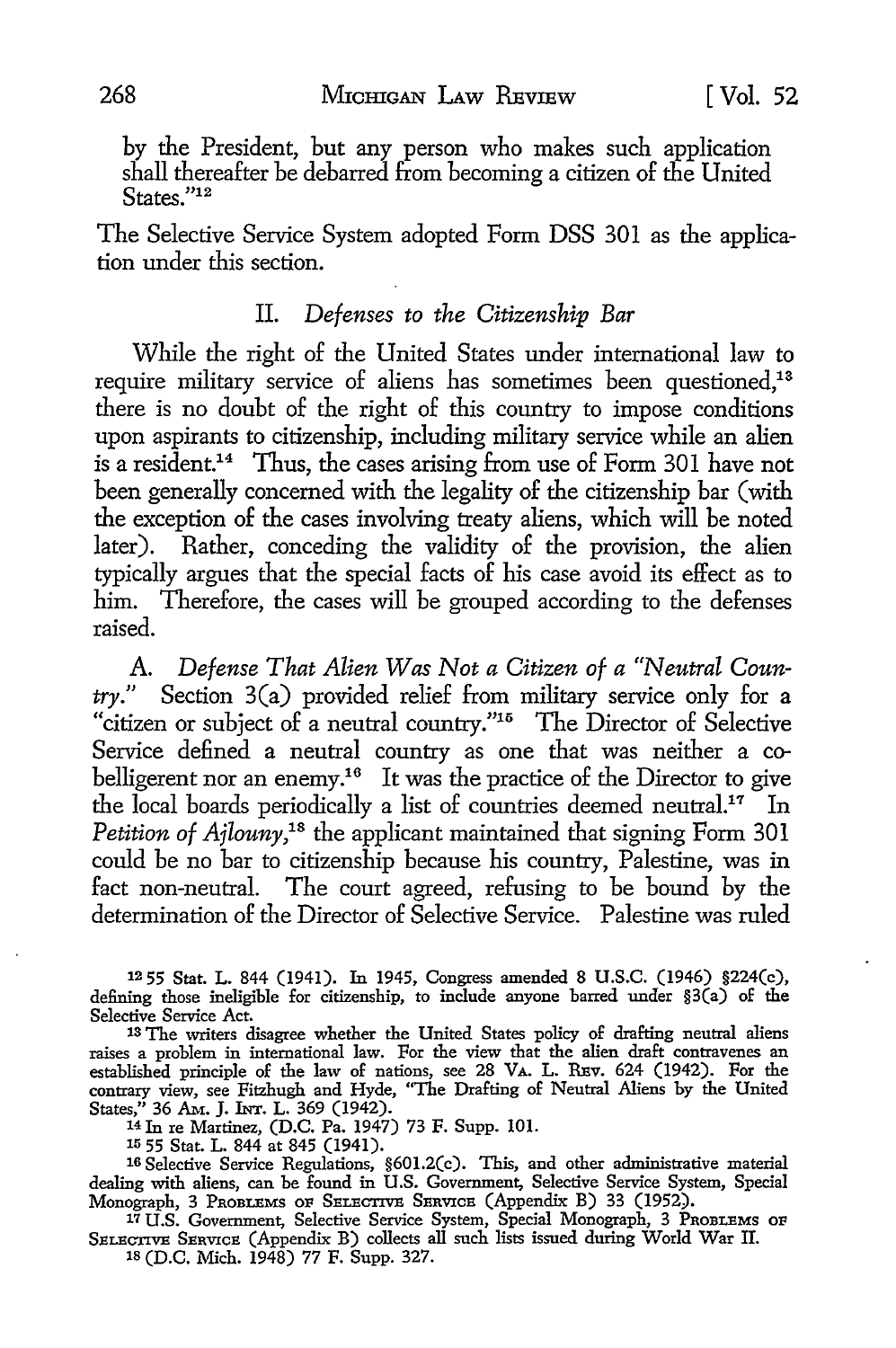by the President, but any person who makes such application shall thereafter be debarred from becoming a citizen of the United States."[12]

The Selective Service System adopted Form DSS 301 as the application under this section.

## II. *Defenses to the Citizenship Bar*

While the right of the United States under international law to require military service of aliens has sometimes been questioned,[13] there is no doubt of the right of this country to impose conditions upon aspirants to citizenship, including military service while an alien is a resident.[14] Thus, the cases arising from use of Form 301 have not been generally concerned with the legality of the citizenship bar (with the exception of the cases involving treaty aliens, which will be noted later). Rather, conceding the validity of the provision, the alien typically argues that the special facts of his case avoid its effect as to him. Therefore, the cases will be grouped according to the defenses raised.

A. *Defense That Alien Was Not a Citizen of a "Neutral Country."* Section 3(a) provided relief from military service only for a "citizen or subject of a neutral country."[15] The Director of Selective Service defined a neutral country as one that was neither a cobelligerent nor an enemy.[16] It was the practice of the Director to give the local boards periodically a list of countries deemed neutral.[17] In *Petition of Ajlouny*,[18] the applicant maintained that signing Form 301 could be no bar to citizenship because his country, Palestine, was in fact non-neutral. The court agreed, refusing to be bound by the determination of the Director of Selective Service. Palestine was ruled

---

[12] 55 Stat. L. 844 (1941). In 1945, Congress amended 8 U.S.C. (1946) §224(c), defining those ineligible for citizenship, to include anyone barred under §3(a) of the Selective Service Act.

[13] The writers disagree whether the United States policy of drafting neutral aliens raises a problem in international law. For the view that the alien draft contravenes an established principle of the law of nations, see 28 VA. L. REV. 624 (1942). For the contrary view, see Fitzhugh and Hyde, "The Drafting of Neutral Aliens by the United States," 36 AM. J. INT. L. 369 (1942).

[14] In re Martinez, (D.C. Pa. 1947) 73 F. Supp. 101.

[15] 55 Stat. L. 844 at 845 (1941).

[16] Selective Service Regulations, §601.2(c). This, and other administrative material dealing with aliens, can be found in U.S. Government, Selective Service System, Special Monograph, 3 PROBLEMS OF SELECTIVE SERVICE (Appendix B) 33 (1952).

[17] U.S. Government, Selective Service System, Special Monograph, 3 PROBLEMS OF SELECTIVE SERVICE (Appendix B) collects all such lists issued during World War II.

[18] (D.C. Mich. 1948) 77 F. Supp. 327.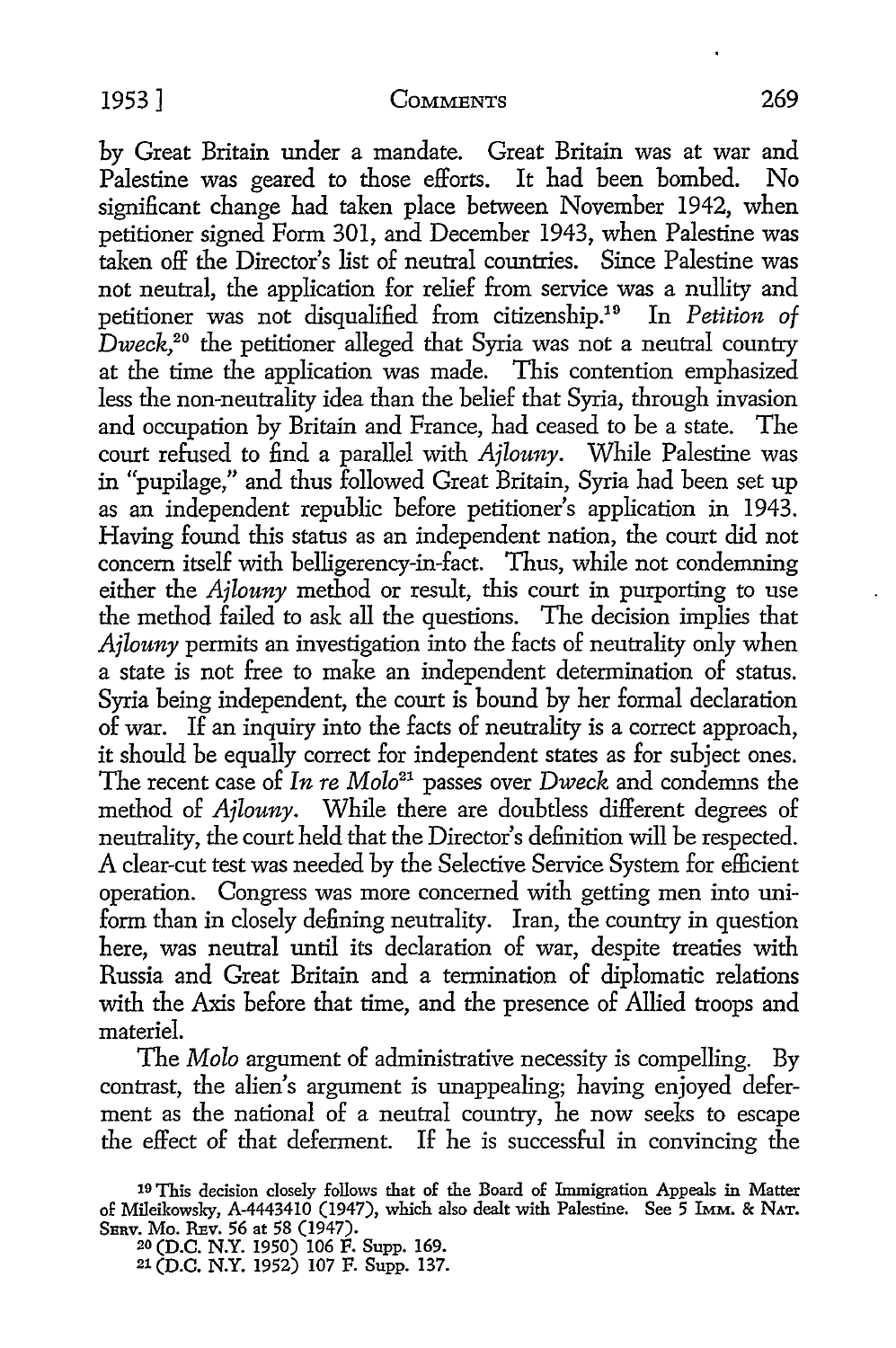by Great Britain under a mandate. Great Britain was at war and Palestine was geared to those efforts. It had been bombed. No significant change had taken place between November 1942, when petitioner signed Form 301, and December 1943, when Palestine was taken off the Director's list of neutral countries. Since Palestine was not neutral, the application for relief from service was a nullity and petitioner was not disqualified from citizenship.[19] In *Petition of Dweck*,[20] the petitioner alleged that Syria was not a neutral country at the time the application was made. This contention emphasized less the non-neutrality idea than the belief that Syria, through invasion and occupation by Britain and France, had ceased to be a state. The court refused to find a parallel with *Ajlouny*. While Palestine was in "pupilage," and thus followed Great Britain, Syria had been set up as an independent republic before petitioner's application in 1943. Having found this status as an independent nation, the court did not concern itself with belligerency-in-fact. Thus, while not condemning either the *Ajlouny* method or result, this court in purporting to use the method failed to ask all the questions. The decision implies that *Ajlouny* permits an investigation into the facts of neutrality only when a state is not free to make an independent determination of status. Syria being independent, the court is bound by her formal declaration of war. If an inquiry into the facts of neutrality is a correct approach, it should be equally correct for independent states as for subject ones. The recent case of *In re Molo*[21] passes over *Dweck* and condemns the method of *Ajlouny*. While there are doubtless different degrees of neutrality, the court held that the Director's definition will be respected. A clear-cut test was needed by the Selective Service System for efficient operation. Congress was more concerned with getting men into uniform than in closely defining neutrality. Iran, the country in question here, was neutral until its declaration of war, despite treaties with Russia and Great Britain and a termination of diplomatic relations with the Axis before that time, and the presence of Allied troops and materiel.

The *Molo* argument of administrative necessity is compelling. By contrast, the alien's argument is unappealing; having enjoyed deferment as the national of a neutral country, he now seeks to escape the effect of that deferment. If he is successful in convincing the

[19] This decision closely follows that of the Board of Immigration Appeals in Matter of Mileikowsky, A-4443410 (1947), which also dealt with Palestine. See 5 IMM. & NAT. SERV. MO. REV. 56 at 58 (1947).

[20] (D.C. N.Y. 1950) 106 F. Supp. 169.

[21] (D.C. N.Y. 1952) 107 F. Supp. 137.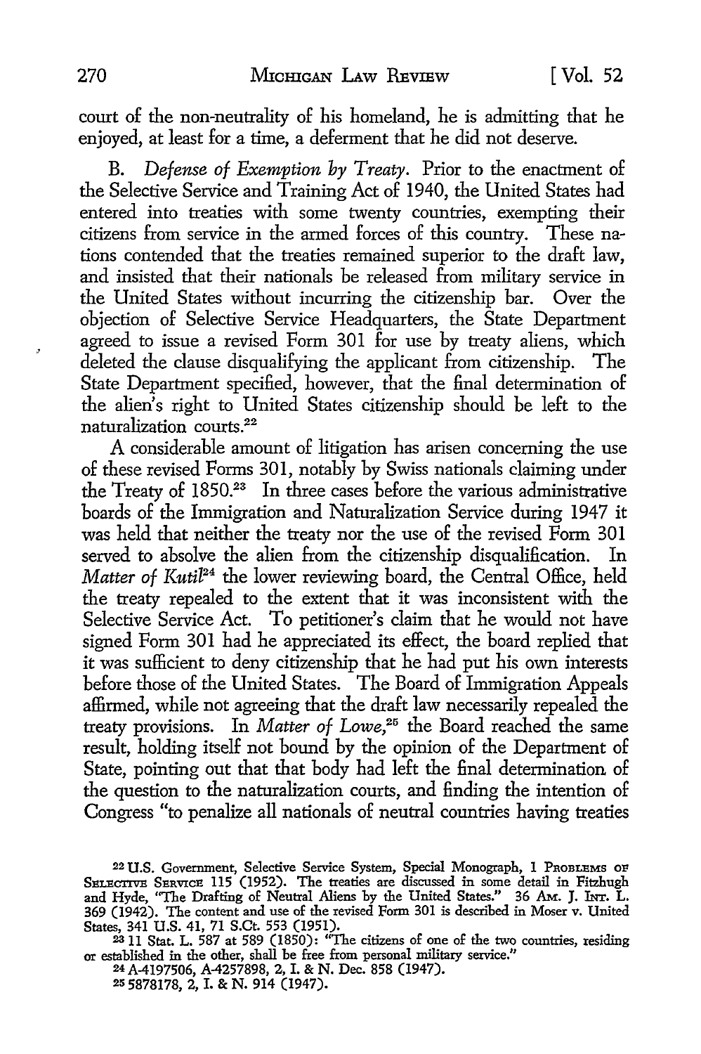court of the non-neutrality of his homeland, he is admitting that he enjoyed, at least for a time, a deferment that he did not deserve.

B. *Defense of Exemption by Treaty.* Prior to the enactment of the Selective Service and Training Act of 1940, the United States had entered into treaties with some twenty countries, exempting their citizens from service in the armed forces of this country. These nations contended that the treaties remained superior to the draft law, and insisted that their nationals be released from military service in the United States without incurring the citizenship bar. Over the objection of Selective Service Headquarters, the State Department agreed to issue a revised Form 301 for use by treaty aliens, which deleted the clause disqualifying the applicant from citizenship. The State Department specified, however, that the final determination of the alien's right to United States citizenship should be left to the naturalization courts.[22]

A considerable amount of litigation has arisen concerning the use of these revised Forms 301, notably by Swiss nationals claiming under the Treaty of 1850.[23] In three cases before the various administrative boards of the Immigration and Naturalization Service during 1947 it was held that neither the treaty nor the use of the revised Form 301 served to absolve the alien from the citizenship disqualification. In *Matter of Kutil*[24] the lower reviewing board, the Central Office, held the treaty repealed to the extent that it was inconsistent with the Selective Service Act. To petitioner's claim that he would not have signed Form 301 had he appreciated its effect, the board replied that it was sufficient to deny citizenship that he had put his own interests before those of the United States. The Board of Immigration Appeals affirmed, while not agreeing that the draft law necessarily repealed the treaty provisions. In *Matter of Lowe*,[25] the Board reached the same result, holding itself not bound by the opinion of the Department of State, pointing out that that body had left the final determination of the question to the naturalization courts, and finding the intention of Congress "to penalize all nationals of neutral countries having treaties

---

[22] U.S. Government, Selective Service System, Special Monograph, 1 PROBLEMS OF SELECTIVE SERVICE 115 (1952). The treaties are discussed in some detail in Fitzhugh and Hyde, "The Drafting of Neutral Aliens by the United States." 36 AM. J. INT. L. 369 (1942). The content and use of the revised Form 301 is described in Moser v. United States, 341 U.S. 41, 71 S.Ct. 553 (1951).

[23] 11 Stat. L. 587 at 589 (1850): "The citizens of one of the two countries, residing or established in the other, shall be free from personal military service."

[24] A-4197506, A-4257898, 2, I. & N. Dec. 858 (1947).

[25] 5878178, 2, I. & N. 914 (1947).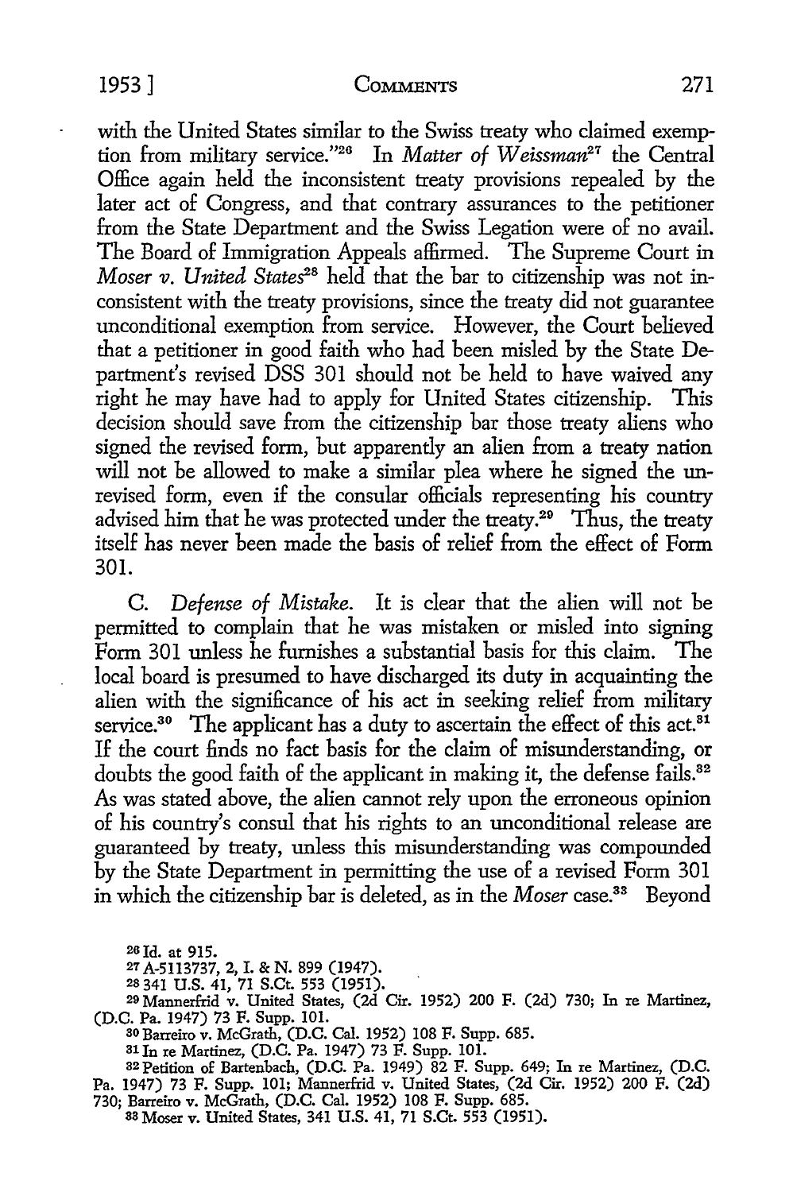with the United States similar to the Swiss treaty who claimed exemption from military service."[26] In *Matter of Weissman*[27] the Central Office again held the inconsistent treaty provisions repealed by the later act of Congress, and that contrary assurances to the petitioner from the State Department and the Swiss Legation were of no avail. The Board of Immigration Appeals affirmed. The Supreme Court in *Moser v. United States*[28] held that the bar to citizenship was not inconsistent with the treaty provisions, since the treaty did not guarantee unconditional exemption from service. However, the Court believed that a petitioner in good faith who had been misled by the State Department's revised DSS 301 should not be held to have waived any right he may have had to apply for United States citizenship. This decision should save from the citizenship bar those treaty aliens who signed the revised form, but apparently an alien from a treaty nation will not be allowed to make a similar plea where he signed the unrevised form, even if the consular officials representing his country advised him that he was protected under the treaty.[29] Thus, the treaty itself has never been made the basis of relief from the effect of Form 301.

C. *Defense of Mistake.* It is clear that the alien will not be permitted to complain that he was mistaken or misled into signing Form 301 unless he furnishes a substantial basis for this claim. The local board is presumed to have discharged its duty in acquainting the alien with the significance of his act in seeking relief from military service.[30] The applicant has a duty to ascertain the effect of this act.[31] If the court finds no fact basis for the claim of misunderstanding, or doubts the good faith of the applicant in making it, the defense fails.[32] As was stated above, the alien cannot rely upon the erroneous opinion of his country's consul that his rights to an unconditional release are guaranteed by treaty, unless this misunderstanding was compounded by the State Department in permitting the use of a revised Form 301 in which the citizenship bar is deleted, as in the *Moser* case.[33] Beyond

---

[26] Id. at 915.

[27] A-5113737, 2, I. & N. 899 (1947).

[28] 341 U.S. 41, 71 S.Ct. 553 (1951).

[29] Mannerfrid v. United States, (2d Cir. 1952) 200 F. (2d) 730; In re Martinez, (D.C. Pa. 1947) 73 F. Supp. 101.

[30] Barreiro v. McGrath, (D.C. Cal. 1952) 108 F. Supp. 685.

[31] In re Martinez, (D.C. Pa. 1947) 73 F. Supp. 101.

[32] Petition of Bartenbach, (D.C. Pa. 1949) 82 F. Supp. 649; In re Martinez, (D.C. Pa. 1947) 73 F. Supp. 101; Mannerfrid v. United States, (2d Cir. 1952) 200 F. (2d) 730; Barreiro v. McGrath, (D.C. Cal. 1952) 108 F. Supp. 685.

[33] Moser v. United States, 341 U.S. 41, 71 S.Ct. 553 (1951).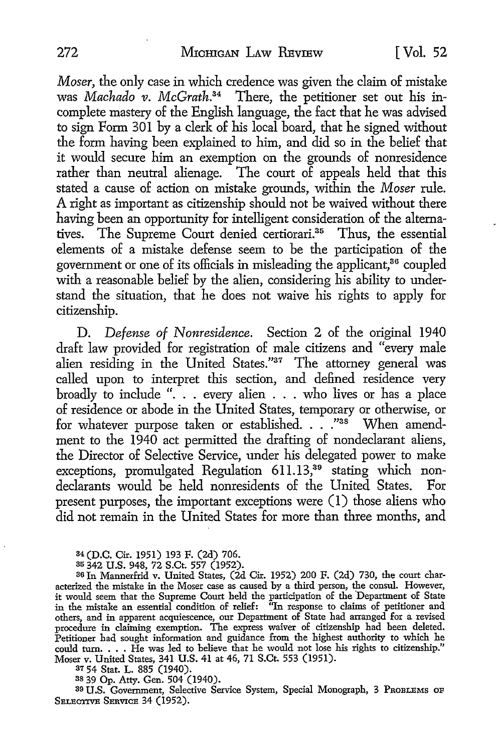*Moser*, the only case in which credence was given the claim of mistake was *Machado v. McGrath*.[34] There, the petitioner set out his incomplete mastery of the English language, the fact that he was advised to sign Form 301 by a clerk of his local board, that he signed without the form having been explained to him, and did so in the belief that it would secure him an exemption on the grounds of nonresidence rather than neutral alienage. The court of appeals held that this stated a cause of action on mistake grounds, within the *Moser* rule. A right as important as citizenship should not be waived without there having been an opportunity for intelligent consideration of the alternatives. The Supreme Court denied certiorari.[35] Thus, the essential elements of a mistake defense seem to be the participation of the government or one of its officials in misleading the applicant,[36] coupled with a reasonable belief by the alien, considering his ability to understand the situation, that he does not waive his rights to apply for citizenship.

D. *Defense of Nonresidence*. Section 2 of the original 1940 draft law provided for registration of male citizens and "every male alien residing in the United States."[37] The attorney general was called upon to interpret this section, and defined residence very broadly to include ". . . every alien . . . who lives or has a place of residence or abode in the United States, temporary or otherwise, or for whatever purpose taken or established. . . ."[38] When amendment to the 1940 act permitted the drafting of nondeclarant aliens, the Director of Selective Service, under his delegated power to make exceptions, promulgated Regulation 611.13,[39] stating which nondeclarants would be held nonresidents of the United States. For present purposes, the important exceptions were (1) those aliens who did not remain in the United States for more than three months, and

---

[34] (D.C. Cir. 1951) 193 F. (2d) 706.

[35] 342 U.S. 948, 72 S.Ct. 557 (1952).

[36] In Mannerfrid v. United States, (2d Cir. 1952) 200 F. (2d) 730, the court characterized the mistake in the Moser case as caused by a third person, the consul. However, it would seem that the Supreme Court held the participation of the Department of State in the mistake an essential condition of relief: "In response to claims of petitioner and others, and in apparent acquiescence, our Department of State had arranged for a revised procedure in claiming exemption. The express waiver of citizenship had been deleted. Petitioner had sought information and guidance from the highest authority to which he could turn. . . . He was led to believe that he would not lose his rights to citizenship." Moser v. United States, 341 U.S. 41 at 46, 71 S.Ct. 553 (1951).

[37] 54 Stat. L. 885 (1940).

[38] 39 Op. Atty. Gen. 504 (1940).

[39] U.S. Government, Selective Service System, Special Monograph, 3 PROBLEMS OF SELECTIVE SERVICE 34 (1952).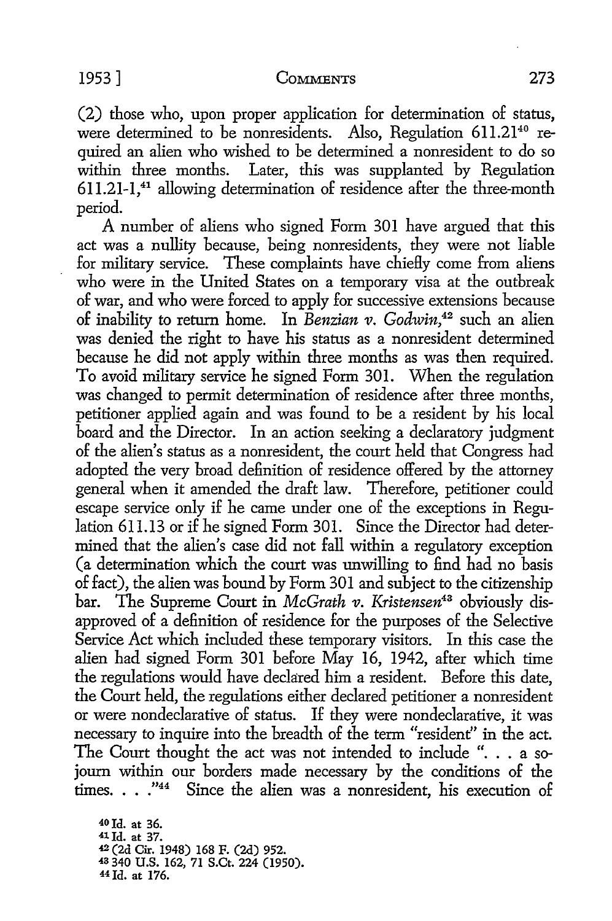(2) those who, upon proper application for determination of status, were determined to be nonresidents. Also, Regulation 611.21[40] required an alien who wished to be determined a nonresident to do so within three months. Later, this was supplanted by Regulation 611.21-1,[41] allowing determination of residence after the three-month period.

A number of aliens who signed Form 301 have argued that this act was a nullity because, being nonresidents, they were not liable for military service. These complaints have chiefly come from aliens who were in the United States on a temporary visa at the outbreak of war, and who were forced to apply for successive extensions because of inability to return home. In *Benzian v. Godwin*,[42] such an alien was denied the right to have his status as a nonresident determined because he did not apply within three months as was then required. To avoid military service he signed Form 301. When the regulation was changed to permit determination of residence after three months, petitioner applied again and was found to be a resident by his local board and the Director. In an action seeking a declaratory judgment of the alien's status as a nonresident, the court held that Congress had adopted the very broad definition of residence offered by the attorney general when it amended the draft law. Therefore, petitioner could escape service only if he came under one of the exceptions in Regulation 611.13 or if he signed Form 301. Since the Director had determined that the alien's case did not fall within a regulatory exception (a determination which the court was unwilling to find had no basis of fact), the alien was bound by Form 301 and subject to the citizenship bar. The Supreme Court in *McGrath v. Kristensen*[43] obviously disapproved of a definition of residence for the purposes of the Selective Service Act which included these temporary visitors. In this case the alien had signed Form 301 before May 16, 1942, after which time the regulations would have declared him a resident. Before this date, the Court held, the regulations either declared petitioner a nonresident or were nondeclarative of status. If they were nondeclarative, it was necessary to inquire into the breadth of the term "resident" in the act. The Court thought the act was not intended to include ". . . a sojourn within our borders made necessary by the conditions of the times. . . ."[44] Since the alien was a nonresident, his execution of

[40] Id. at 36.
[41] Id. at 37.
[42] (2d Cir. 1948) 168 F. (2d) 952.
[43] 340 U.S. 162, 71 S.Ct. 224 (1950).
[44] Id. at 176.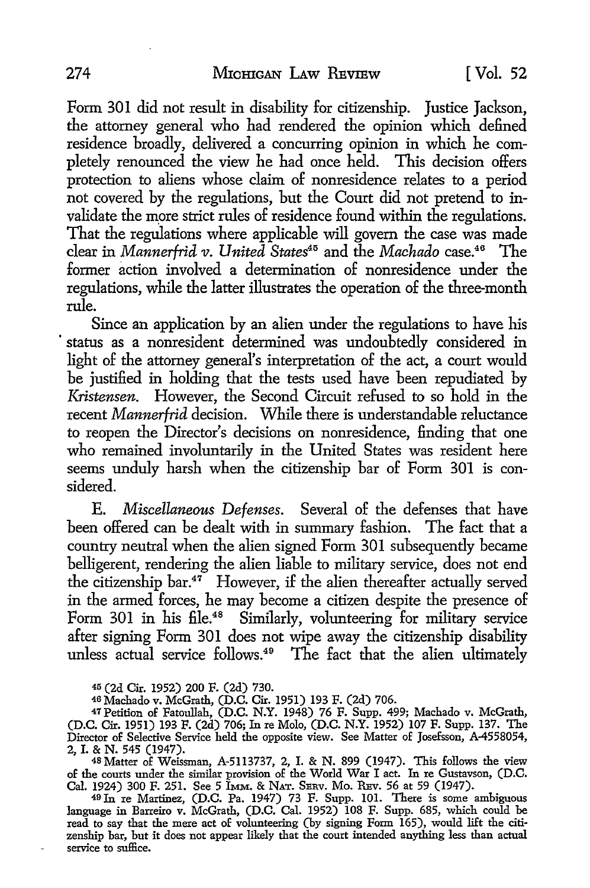Form 301 did not result in disability for citizenship. Justice Jackson, the attorney general who had rendered the opinion which defined residence broadly, delivered a concurring opinion in which he completely renounced the view he had once held. This decision offers protection to aliens whose claim of nonresidence relates to a period not covered by the regulations, but the Court did not pretend to invalidate the more strict rules of residence found within the regulations. That the regulations where applicable will govern the case was made clear in *Mannerfrid v. United States*[45] and the *Machado* case.[46] The former action involved a determination of nonresidence under the regulations, while the latter illustrates the operation of the three-month rule.

Since an application by an alien under the regulations to have his status as a nonresident determined was undoubtedly considered in light of the attorney general's interpretation of the act, a court would be justified in holding that the tests used have been repudiated by *Kristensen*. However, the Second Circuit refused to so hold in the recent *Mannerfrid* decision. While there is understandable reluctance to reopen the Director's decisions on nonresidence, finding that one who remained involuntarily in the United States was resident here seems unduly harsh when the citizenship bar of Form 301 is considered.

E. *Miscellaneous Defenses.* Several of the defenses that have been offered can be dealt with in summary fashion. The fact that a country neutral when the alien signed Form 301 subsequently became belligerent, rendering the alien liable to military service, does not end the citizenship bar.[47] However, if the alien thereafter actually served in the armed forces, he may become a citizen despite the presence of Form 301 in his file.[48] Similarly, volunteering for military service after signing Form 301 does not wipe away the citizenship disability unless actual service follows.[49] The fact that the alien ultimately

---

[45] (2d Cir. 1952) 200 F. (2d) 730.

[46] Machado v. McGrath, (D.C. Cir. 1951) 193 F. (2d) 706.

[47] Petition of Fatoullah, (D.C. N.Y. 1948) 76 F. Supp. 499; Machado v. McGrath, (D.C. Cir. 1951) 193 F. (2d) 706; In re Molo, (D.C. N.Y. 1952) 107 F. Supp. 137. The Director of Selective Service held the opposite view. See Matter of Josefsson, A-4558054, 2, I. & N. 545 (1947).

[48] Matter of Weissman, A-5113737, 2, I. & N. 899 (1947). This follows the view of the courts under the similar provision of the World War I act. In re Gustavson, (D.C. Cal. 1924) 300 F. 251. See 5 IMM. & NAT. SERV. MO. REV. 56 at 59 (1947).

[49] In re Martinez, (D.C. Pa. 1947) 73 F. Supp. 101. There is some ambiguous language in Barreiro v. McGrath, (D.C. Cal. 1952) 108 F. Supp. 685, which could be read to say that the mere act of volunteering (by signing Form 165), would lift the citizenship bar, but it does not appear likely that the court intended anything less than actual service to suffice.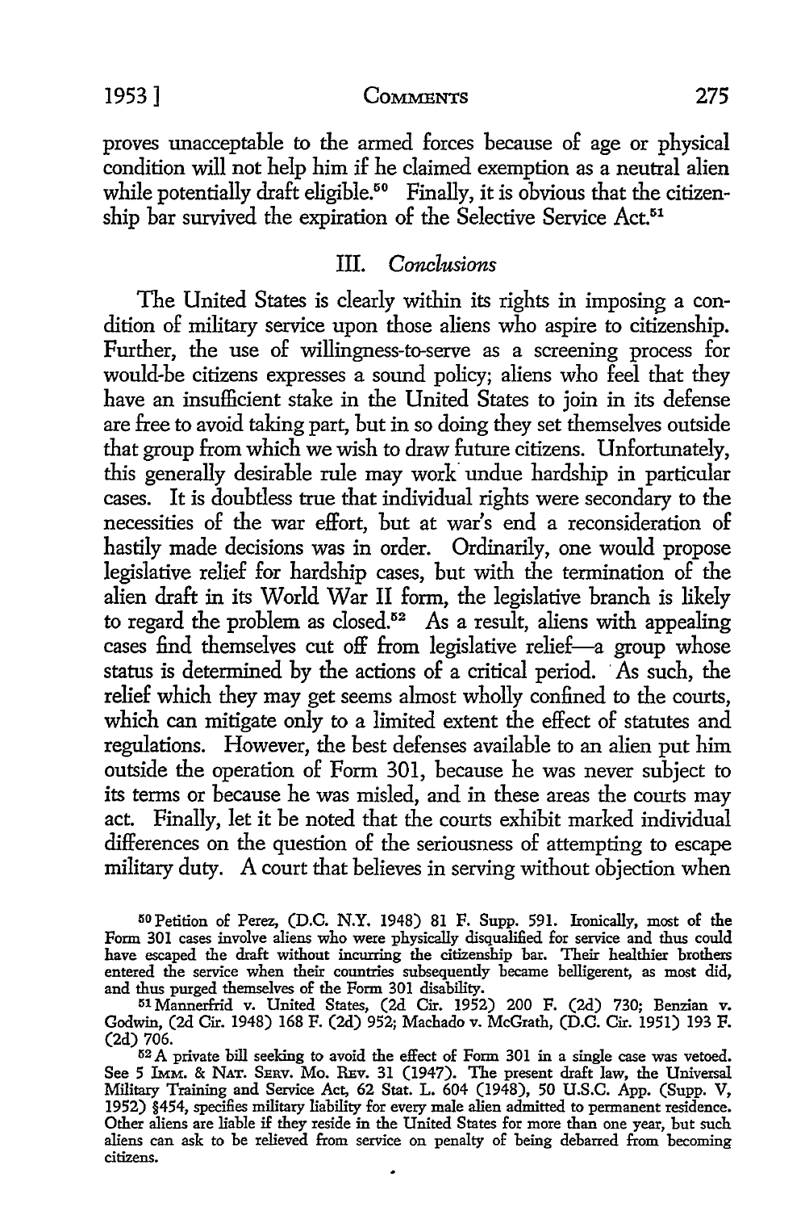proves unacceptable to the armed forces because of age or physical condition will not help him if he claimed exemption as a neutral alien while potentially draft eligible.[50] Finally, it is obvious that the citizenship bar survived the expiration of the Selective Service Act.[51]

## III. *Conclusions*

The United States is clearly within its rights in imposing a condition of military service upon those aliens who aspire to citizenship. Further, the use of willingness-to-serve as a screening process for would-be citizens expresses a sound policy; aliens who feel that they have an insufficient stake in the United States to join in its defense are free to avoid taking part, but in so doing they set themselves outside that group from which we wish to draw future citizens. Unfortunately, this generally desirable rule may work undue hardship in particular cases. It is doubtless true that individual rights were secondary to the necessities of the war effort, but at war's end a reconsideration of hastily made decisions was in order. Ordinarily, one would propose legislative relief for hardship cases, but with the termination of the alien draft in its World War II form, the legislative branch is likely to regard the problem as closed.[52] As a result, aliens with appealing cases find themselves cut off from legislative relief—a group whose status is determined by the actions of a critical period. As such, the relief which they may get seems almost wholly confined to the courts, which can mitigate only to a limited extent the effect of statutes and regulations. However, the best defenses available to an alien put him outside the operation of Form 301, because he was never subject to its terms or because he was misled, and in these areas the courts may act. Finally, let it be noted that the courts exhibit marked individual differences on the question of the seriousness of attempting to escape military duty. A court that believes in serving without objection when

[50] Petition of Perez, (D.C. N.Y. 1948) 81 F. Supp. 591. Ironically, most of the Form 301 cases involve aliens who were physically disqualified for service and thus could have escaped the draft without incurring the citizenship bar. Their healthier brothers entered the service when their countries subsequently became belligerent, as most did, and thus purged themselves of the Form 301 disability.

[51] Mannerfrid v. United States, (2d Cir. 1952) 200 F. (2d) 730; Benzian v. Godwin, (2d Cir. 1948) 168 F. (2d) 952; Machado v. McGrath, (D.C. Cir. 1951) 193 F. (2d) 706.

[52] A private bill seeking to avoid the effect of Form 301 in a single case was vetoed. See 5 IMM. & NAT. SERV. MO. REV. 31 (1947). The present draft law, the Universal Military Training and Service Act, 62 Stat. L. 604 (1948), 50 U.S.C. App. (Supp. V, 1952) §454, specifies military liability for every male alien admitted to permanent residence. Other aliens are liable if they reside in the United States for more than one year, but such aliens can ask to be relieved from service on penalty of being debarred from becoming citizens.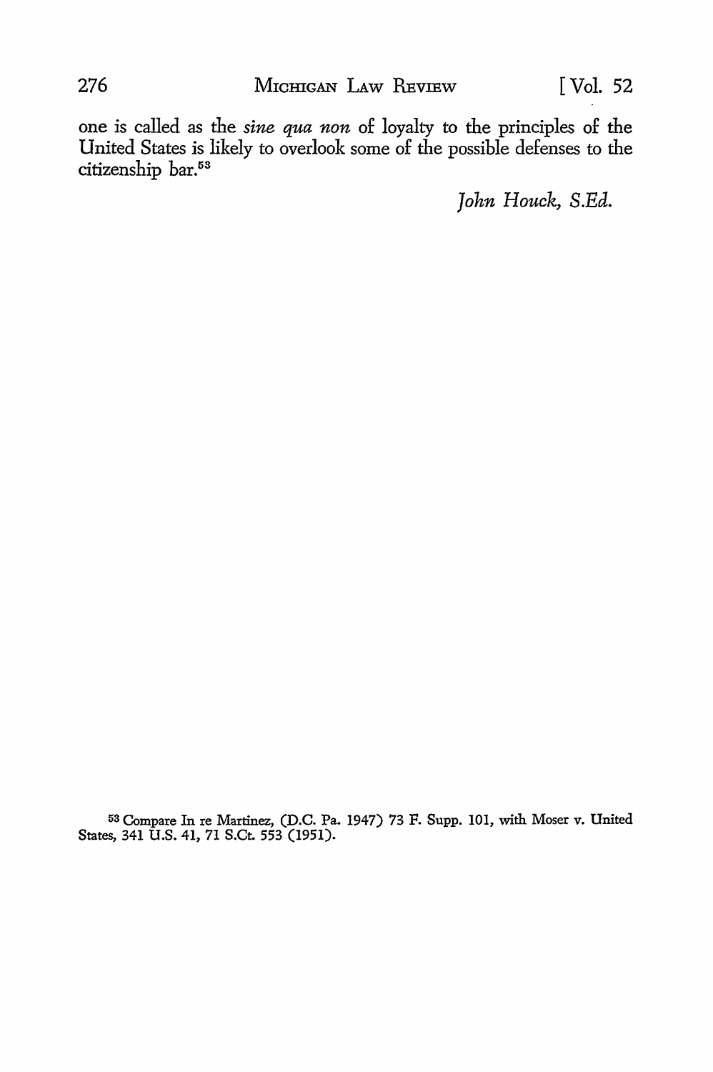one is called as the *sine qua non* of loyalty to the principles of the United States is likely to overlook some of the possible defenses to the citizenship bar.[53]

*John Houck, S.Ed.*

[53] Compare In re Martinez, (D.C. Pa. 1947) 73 F. Supp. 101, with Moser v. United States, 341 U.S. 41, 71 S.Ct. 553 (1951).